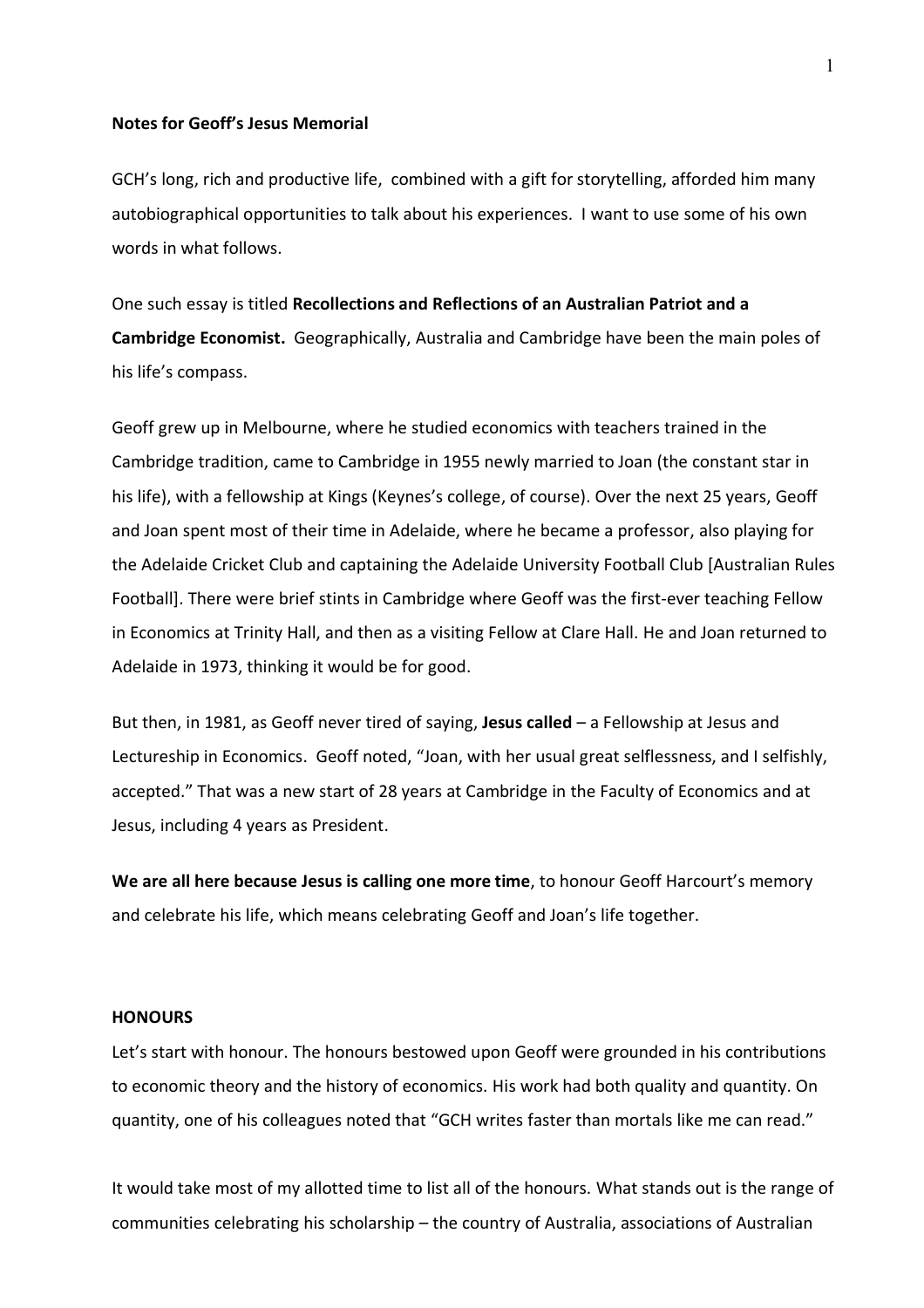**Notes for Geoff's Jesus Memorial**

GCH's long, rich and productive life, combined with a gift for storytelling, afforded him many autobiographical opportunities to talk about his experiences. I want to use some of his own words in what follows.

One such essay is titled **Recollections and Reflections of an Australian Patriot and a Cambridge Economist.** Geographically, Australia and Cambridge have been the main poles of his life's compass.

Geoff grew up in Melbourne, where he studied economics with teachers trained in the Cambridge tradition, came to Cambridge in 1955 newly married to Joan (the constant star in his life), with a fellowship at Kings (Keynes's college, of course). Over the next 25 years, Geoff and Joan spent most of their time in Adelaide, where he became a professor, also playing for the Adelaide Cricket Club and captaining the Adelaide University Football Club [Australian Rules Football]. There were brief stints in Cambridge where Geoff was the first-ever teaching Fellow in Economics at Trinity Hall, and then as a visiting Fellow at Clare Hall. He and Joan returned to Adelaide in 1973, thinking it would be for good.

But then, in 1981, as Geoff never tired of saying, **Jesus called** – a Fellowship at Jesus and Lectureship in Economics. Geoff noted, "Joan, with her usual great selflessness, and I selfishly, accepted." That was a new start of 28 years at Cambridge in the Faculty of Economics and at Jesus, including 4 years as President.

**We are all here because Jesus is calling one more time**, to honour Geoff Harcourt's memory and celebrate his life, which means celebrating Geoff and Joan's life together.

**HONOURS**

Let's start with honour. The honours bestowed upon Geoff were grounded in his contributions to economic theory and the history of economics. His work had both quality and quantity. On quantity, one of his colleagues noted that "GCH writes faster than mortals like me can read."

It would take most of my allotted time to list all of the honours. What stands out is the range of communities celebrating his scholarship – the country of Australia, associations of Australian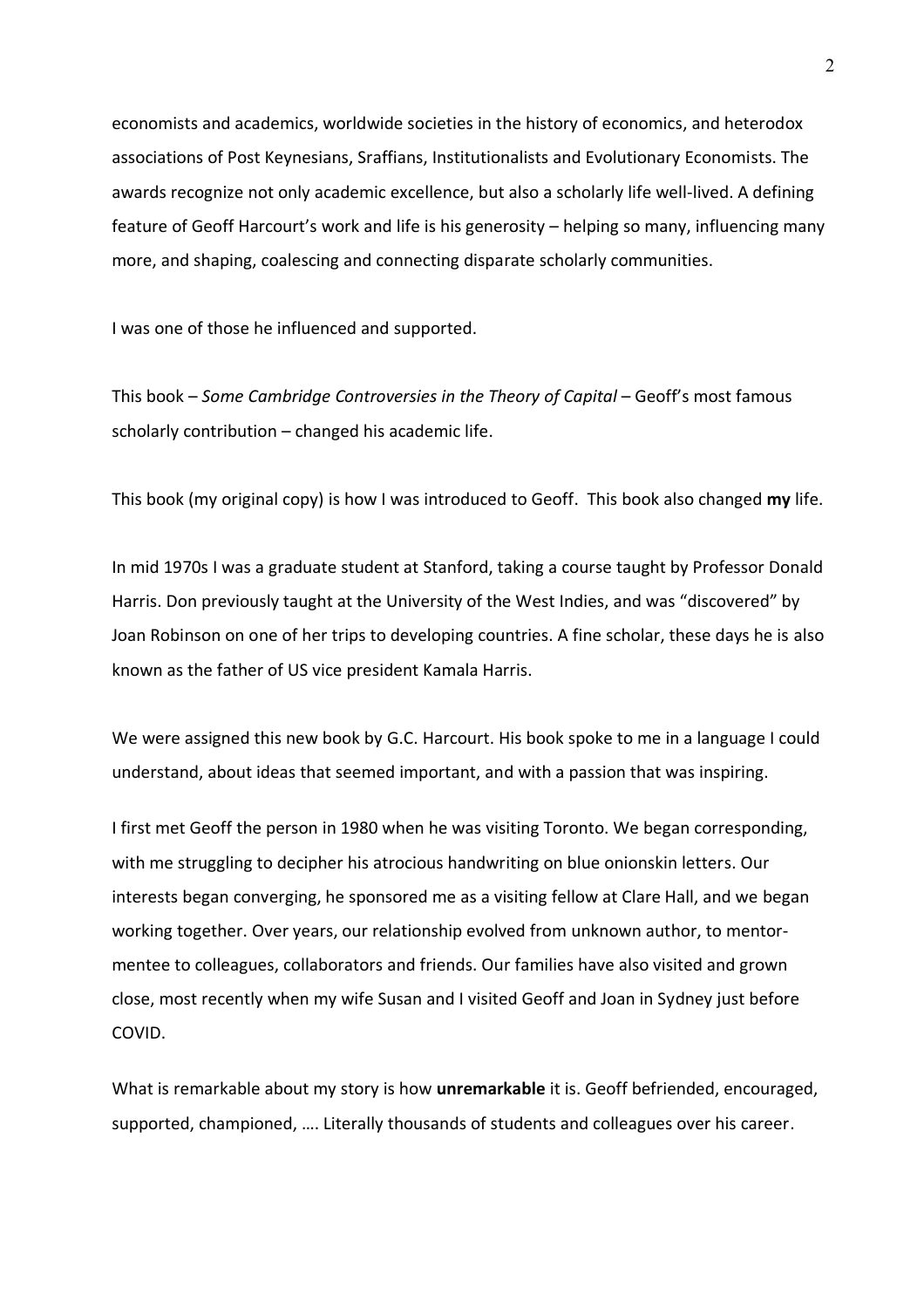economists and academics, worldwide societies in the history of economics, and heterodox associations of Post Keynesians, Sraffians, Institutionalists and Evolutionary Economists. The awards recognize not only academic excellence, but also a scholarly life well-lived. A defining feature of Geoff Harcourt's work and life is his generosity – helping so many, influencing many more, and shaping, coalescing and connecting disparate scholarly communities.

I was one of those he influenced and supported.

This book – *Some Cambridge Controversies in the Theory of Capital* – Geoff's most famous scholarly contribution – changed his academic life.

This book (my original copy) is how I was introduced to Geoff. This book also changed **my** life.

In mid 1970s I was a graduate student at Stanford, taking a course taught by Professor Donald Harris. Don previously taught at the University of the West Indies, and was "discovered" by Joan Robinson on one of her trips to developing countries. A fine scholar, these days he is also known as the father of US vice president Kamala Harris.

We were assigned this new book by G.C. Harcourt. His book spoke to me in a language I could understand, about ideas that seemed important, and with a passion that was inspiring.

I first met Geoff the person in 1980 when he was visiting Toronto. We began corresponding, with me struggling to decipher his atrocious handwriting on blue onionskin letters. Our interests began converging, he sponsored me as a visiting fellow at Clare Hall, and we began working together. Over years, our relationship evolved from unknown author, to mentor-mentee to colleagues, collaborators and friends. Our families have also visited and grown close, most recently when my wife Susan and I visited Geoff and Joan in Sydney just before COVID.

What is remarkable about my story is how **unremarkable** it is. Geoff befriended, encouraged, supported, championed, …. Literally thousands of students and colleagues over his career.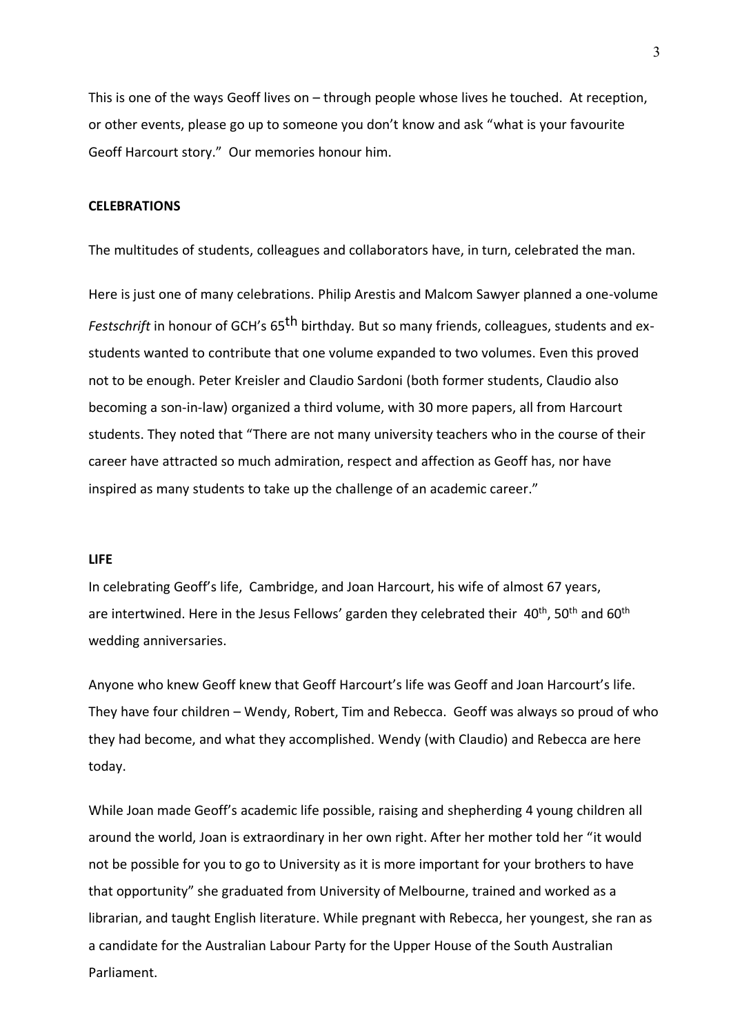This is one of the ways Geoff lives on – through people whose lives he touched. At reception, or other events, please go up to someone you don't know and ask "what is your favourite Geoff Harcourt story." Our memories honour him.

**CELEBRATIONS**

The multitudes of students, colleagues and collaborators have, in turn, celebrated the man.

Here is just one of many celebrations. Philip Arestis and Malcom Sawyer planned a one-volume *Festschrift* in honour of GCH's 65th birthday. But so many friends, colleagues, students and ex-students wanted to contribute that one volume expanded to two volumes. Even this proved not to be enough. Peter Kreisler and Claudio Sardoni (both former students, Claudio also becoming a son-in-law) organized a third volume, with 30 more papers, all from Harcourt students. They noted that "There are not many university teachers who in the course of their career have attracted so much admiration, respect and affection as Geoff has, nor have inspired as many students to take up the challenge of an academic career."

**LIFE**

In celebrating Geoff's life, Cambridge, and Joan Harcourt, his wife of almost 67 years, are intertwined. Here in the Jesus Fellows' garden they celebrated their 40th, 50th and 60th wedding anniversaries.

Anyone who knew Geoff knew that Geoff Harcourt's life was Geoff and Joan Harcourt's life. They have four children – Wendy, Robert, Tim and Rebecca. Geoff was always so proud of who they had become, and what they accomplished. Wendy (with Claudio) and Rebecca are here today.

While Joan made Geoff's academic life possible, raising and shepherding 4 young children all around the world, Joan is extraordinary in her own right. After her mother told her "it would not be possible for you to go to University as it is more important for your brothers to have that opportunity" she graduated from University of Melbourne, trained and worked as a librarian, and taught English literature. While pregnant with Rebecca, her youngest, she ran as a candidate for the Australian Labour Party for the Upper House of the South Australian Parliament.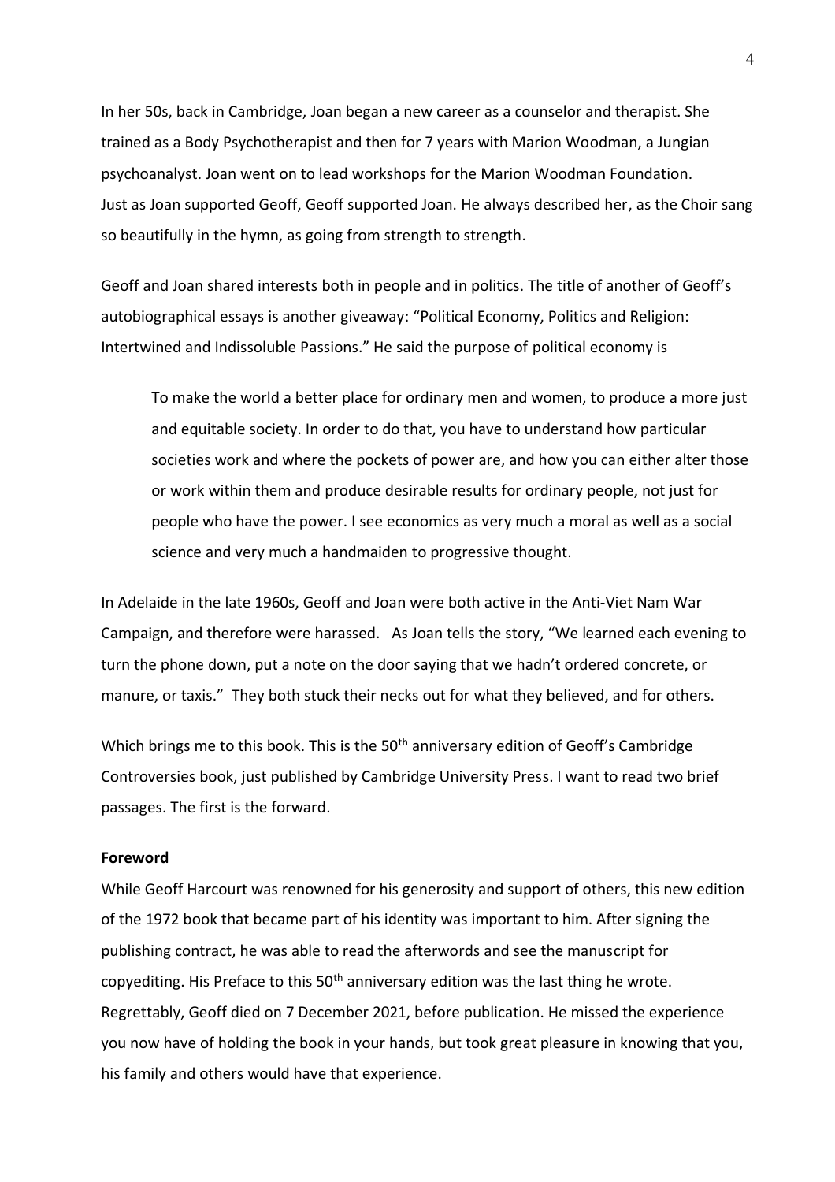In her 50s, back in Cambridge, Joan began a new career as a counselor and therapist. She trained as a Body Psychotherapist and then for 7 years with Marion Woodman, a Jungian psychoanalyst. Joan went on to lead workshops for the Marion Woodman Foundation. Just as Joan supported Geoff, Geoff supported Joan. He always described her, as the Choir sang so beautifully in the hymn, as going from strength to strength.

Geoff and Joan shared interests both in people and in politics. The title of another of Geoff's autobiographical essays is another giveaway: "Political Economy, Politics and Religion: Intertwined and Indissoluble Passions." He said the purpose of political economy is

> To make the world a better place for ordinary men and women, to produce a more just and equitable society. In order to do that, you have to understand how particular societies work and where the pockets of power are, and how you can either alter those or work within them and produce desirable results for ordinary people, not just for people who have the power. I see economics as very much a moral as well as a social science and very much a handmaiden to progressive thought.

In Adelaide in the late 1960s, Geoff and Joan were both active in the Anti-Viet Nam War Campaign, and therefore were harassed. As Joan tells the story, "We learned each evening to turn the phone down, put a note on the door saying that we hadn't ordered concrete, or manure, or taxis." They both stuck their necks out for what they believed, and for others.

Which brings me to this book. This is the 50th anniversary edition of Geoff's Cambridge Controversies book, just published by Cambridge University Press. I want to read two brief passages. The first is the forward.

**Foreword**

While Geoff Harcourt was renowned for his generosity and support of others, this new edition of the 1972 book that became part of his identity was important to him. After signing the publishing contract, he was able to read the afterwords and see the manuscript for copyediting. His Preface to this 50th anniversary edition was the last thing he wrote. Regrettably, Geoff died on 7 December 2021, before publication. He missed the experience you now have of holding the book in your hands, but took great pleasure in knowing that you, his family and others would have that experience.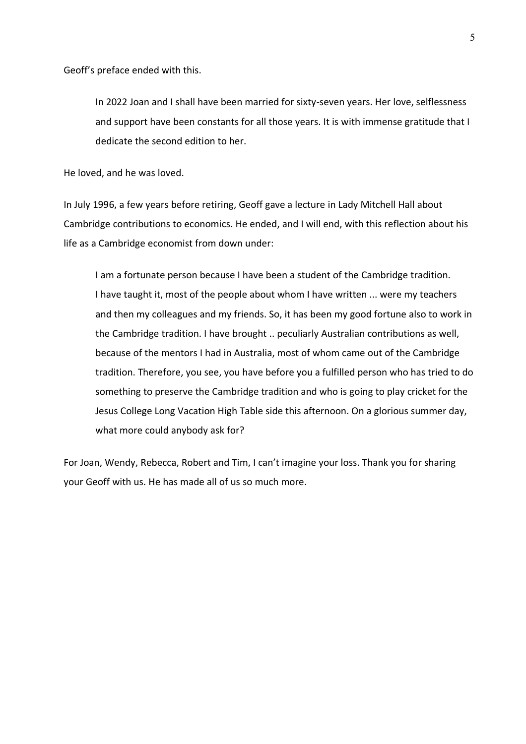Geoff's preface ended with this.

> In 2022 Joan and I shall have been married for sixty-seven years. Her love, selflessness and support have been constants for all those years. It is with immense gratitude that I dedicate the second edition to her.

He loved, and he was loved.

In July 1996, a few years before retiring, Geoff gave a lecture in Lady Mitchell Hall about Cambridge contributions to economics. He ended, and I will end, with this reflection about his life as a Cambridge economist from down under:

> I am a fortunate person because I have been a student of the Cambridge tradition. I have taught it, most of the people about whom I have written ... were my teachers and then my colleagues and my friends. So, it has been my good fortune also to work in the Cambridge tradition. I have brought .. peculiarly Australian contributions as well, because of the mentors I had in Australia, most of whom came out of the Cambridge tradition. Therefore, you see, you have before you a fulfilled person who has tried to do something to preserve the Cambridge tradition and who is going to play cricket for the Jesus College Long Vacation High Table side this afternoon. On a glorious summer day, what more could anybody ask for?

For Joan, Wendy, Rebecca, Robert and Tim, I can't imagine your loss. Thank you for sharing your Geoff with us. He has made all of us so much more.